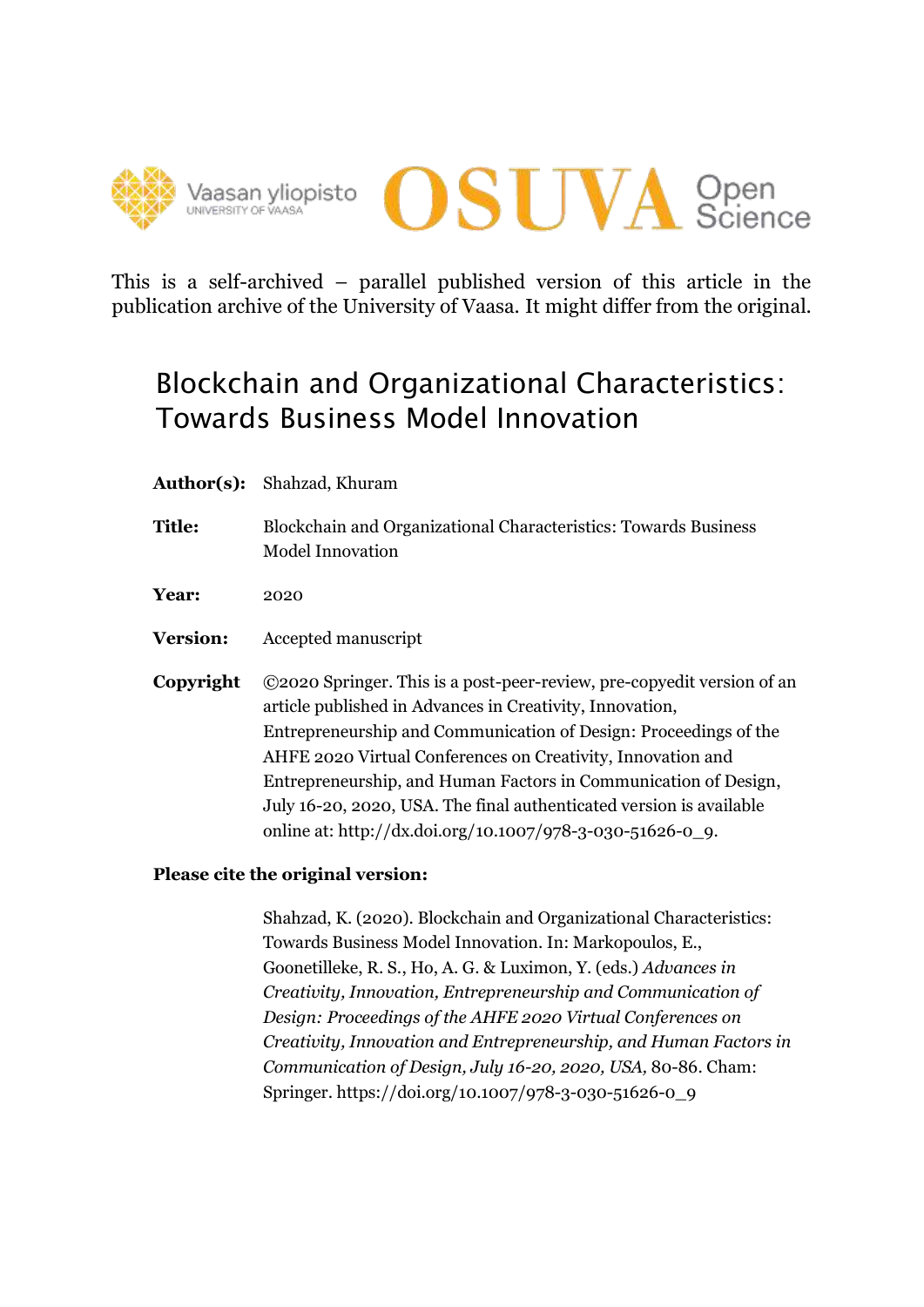This is a self-archived – parallel published version of this article in the publication archive of the University of Vaasa. It might differ from the original.

# Blockchain and Organizational Characteristics: Towards Business Model Innovation

**Author(s):** Shahzad, Khuram

**Title:** Blockchain and Organizational Characteristics: Towards Business Model Innovation

**Year:** 2020

**Version:** Accepted manuscript

**Copyright** ©2020 Springer. This is a post-peer-review, pre-copyedit version of an article published in Advances in Creativity, Innovation, Entrepreneurship and Communication of Design: Proceedings of the AHFE 2020 Virtual Conferences on Creativity, Innovation and Entrepreneurship, and Human Factors in Communication of Design, July 16-20, 2020, USA. The final authenticated version is available online at: http://dx.doi.org/10.1007/978-3-030-51626-0_9.

**Please cite the original version:**

Shahzad, K. (2020). Blockchain and Organizational Characteristics: Towards Business Model Innovation. In: Markopoulos, E., Goonetilleke, R. S., Ho, A. G. & Luximon, Y. (eds.) *Advances in Creativity, Innovation, Entrepreneurship and Communication of Design: Proceedings of the AHFE 2020 Virtual Conferences on Creativity, Innovation and Entrepreneurship, and Human Factors in Communication of Design, July 16-20, 2020, USA,* 80-86. Cham: Springer. https://doi.org/10.1007/978-3-030-51626-0_9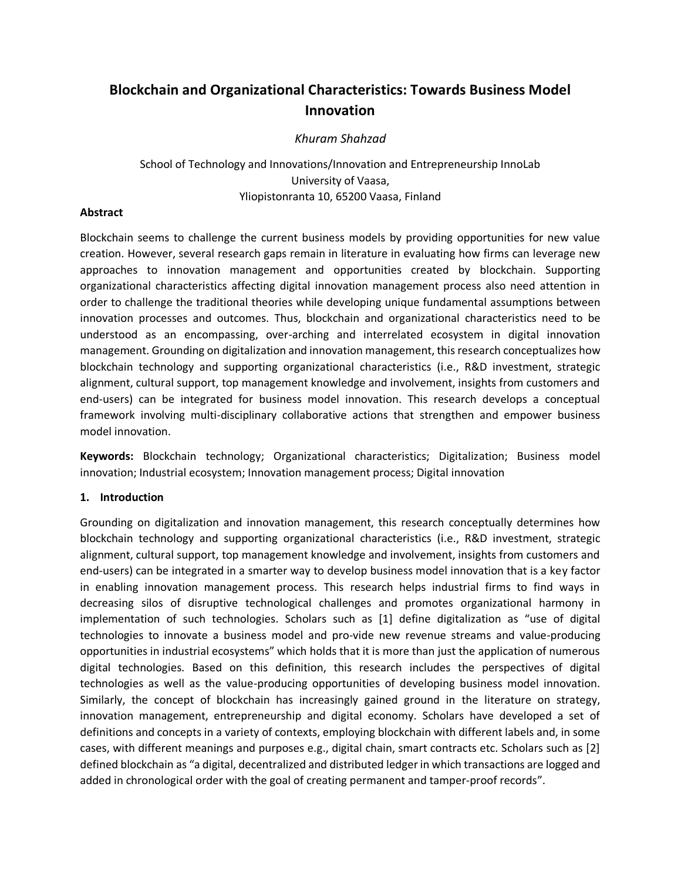# Blockchain and Organizational Characteristics: Towards Business Model Innovation

*Khuram Shahzad*

School of Technology and Innovations/Innovation and Entrepreneurship InnoLab
University of Vaasa,
Yliopistonranta 10, 65200 Vaasa, Finland

**Abstract**

Blockchain seems to challenge the current business models by providing opportunities for new value creation. However, several research gaps remain in literature in evaluating how firms can leverage new approaches to innovation management and opportunities created by blockchain. Supporting organizational characteristics affecting digital innovation management process also need attention in order to challenge the traditional theories while developing unique fundamental assumptions between innovation processes and outcomes. Thus, blockchain and organizational characteristics need to be understood as an encompassing, over-arching and interrelated ecosystem in digital innovation management. Grounding on digitalization and innovation management, this research conceptualizes how blockchain technology and supporting organizational characteristics (i.e., R&D investment, strategic alignment, cultural support, top management knowledge and involvement, insights from customers and end-users) can be integrated for business model innovation. This research develops a conceptual framework involving multi-disciplinary collaborative actions that strengthen and empower business model innovation.

**Keywords:** Blockchain technology; Organizational characteristics; Digitalization; Business model innovation; Industrial ecosystem; Innovation management process; Digital innovation

## 1. Introduction

Grounding on digitalization and innovation management, this research conceptually determines how blockchain technology and supporting organizational characteristics (i.e., R&D investment, strategic alignment, cultural support, top management knowledge and involvement, insights from customers and end-users) can be integrated in a smarter way to develop business model innovation that is a key factor in enabling innovation management process. This research helps industrial firms to find ways in decreasing silos of disruptive technological challenges and promotes organizational harmony in implementation of such technologies. Scholars such as [1] define digitalization as "use of digital technologies to innovate a business model and pro-vide new revenue streams and value-producing opportunities in industrial ecosystems" which holds that it is more than just the application of numerous digital technologies. Based on this definition, this research includes the perspectives of digital technologies as well as the value-producing opportunities of developing business model innovation. Similarly, the concept of blockchain has increasingly gained ground in the literature on strategy, innovation management, entrepreneurship and digital economy. Scholars have developed a set of definitions and concepts in a variety of contexts, employing blockchain with different labels and, in some cases, with different meanings and purposes e.g., digital chain, smart contracts etc. Scholars such as [2] defined blockchain as "a digital, decentralized and distributed ledger in which transactions are logged and added in chronological order with the goal of creating permanent and tamper-proof records".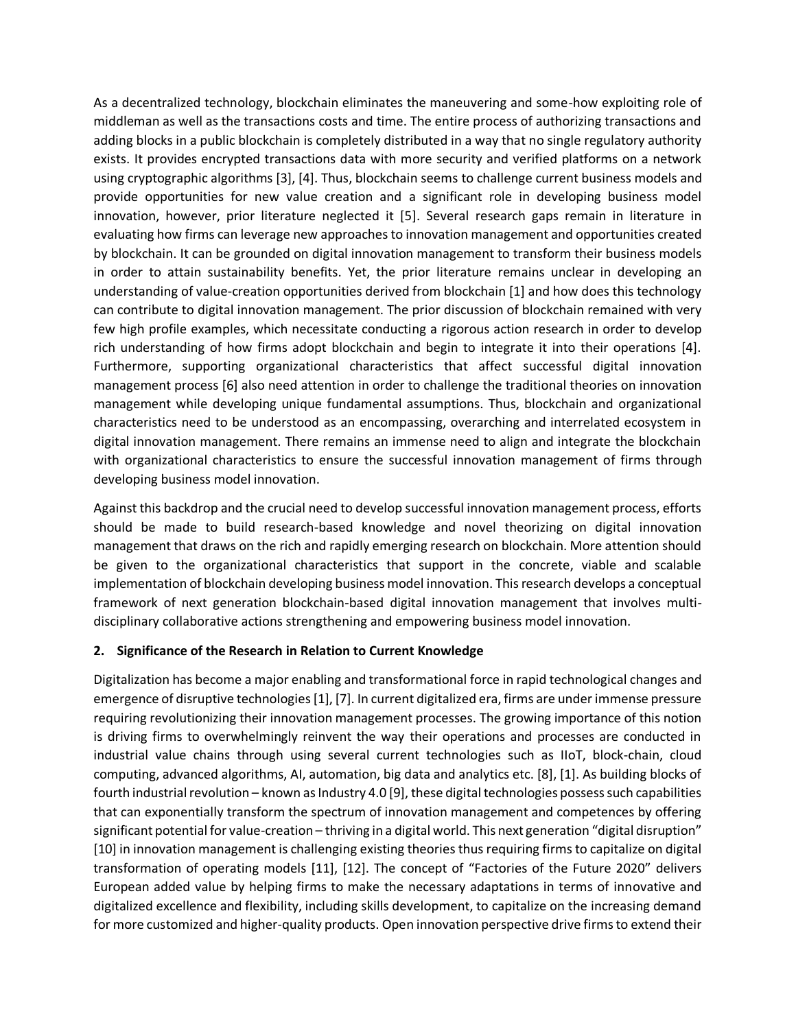As a decentralized technology, blockchain eliminates the maneuvering and some-how exploiting role of middleman as well as the transactions costs and time. The entire process of authorizing transactions and adding blocks in a public blockchain is completely distributed in a way that no single regulatory authority exists. It provides encrypted transactions data with more security and verified platforms on a network using cryptographic algorithms [3], [4]. Thus, blockchain seems to challenge current business models and provide opportunities for new value creation and a significant role in developing business model innovation, however, prior literature neglected it [5]. Several research gaps remain in literature in evaluating how firms can leverage new approaches to innovation management and opportunities created by blockchain. It can be grounded on digital innovation management to transform their business models in order to attain sustainability benefits. Yet, the prior literature remains unclear in developing an understanding of value-creation opportunities derived from blockchain [1] and how does this technology can contribute to digital innovation management. The prior discussion of blockchain remained with very few high profile examples, which necessitate conducting a rigorous action research in order to develop rich understanding of how firms adopt blockchain and begin to integrate it into their operations [4]. Furthermore, supporting organizational characteristics that affect successful digital innovation management process [6] also need attention in order to challenge the traditional theories on innovation management while developing unique fundamental assumptions. Thus, blockchain and organizational characteristics need to be understood as an encompassing, overarching and interrelated ecosystem in digital innovation management. There remains an immense need to align and integrate the blockchain with organizational characteristics to ensure the successful innovation management of firms through developing business model innovation.

Against this backdrop and the crucial need to develop successful innovation management process, efforts should be made to build research-based knowledge and novel theorizing on digital innovation management that draws on the rich and rapidly emerging research on blockchain. More attention should be given to the organizational characteristics that support in the concrete, viable and scalable implementation of blockchain developing business model innovation. This research develops a conceptual framework of next generation blockchain-based digital innovation management that involves multi-disciplinary collaborative actions strengthening and empowering business model innovation.

## 2. Significance of the Research in Relation to Current Knowledge

Digitalization has become a major enabling and transformational force in rapid technological changes and emergence of disruptive technologies [1], [7]. In current digitalized era, firms are under immense pressure requiring revolutionizing their innovation management processes. The growing importance of this notion is driving firms to overwhelmingly reinvent the way their operations and processes are conducted in industrial value chains through using several current technologies such as IIoT, block-chain, cloud computing, advanced algorithms, AI, automation, big data and analytics etc. [8], [1]. As building blocks of fourth industrial revolution – known as Industry 4.0 [9], these digital technologies possess such capabilities that can exponentially transform the spectrum of innovation management and competences by offering significant potential for value-creation – thriving in a digital world. This next generation "digital disruption" [10] in innovation management is challenging existing theories thus requiring firms to capitalize on digital transformation of operating models [11], [12]. The concept of "Factories of the Future 2020" delivers European added value by helping firms to make the necessary adaptations in terms of innovative and digitalized excellence and flexibility, including skills development, to capitalize on the increasing demand for more customized and higher-quality products. Open innovation perspective drive firms to extend their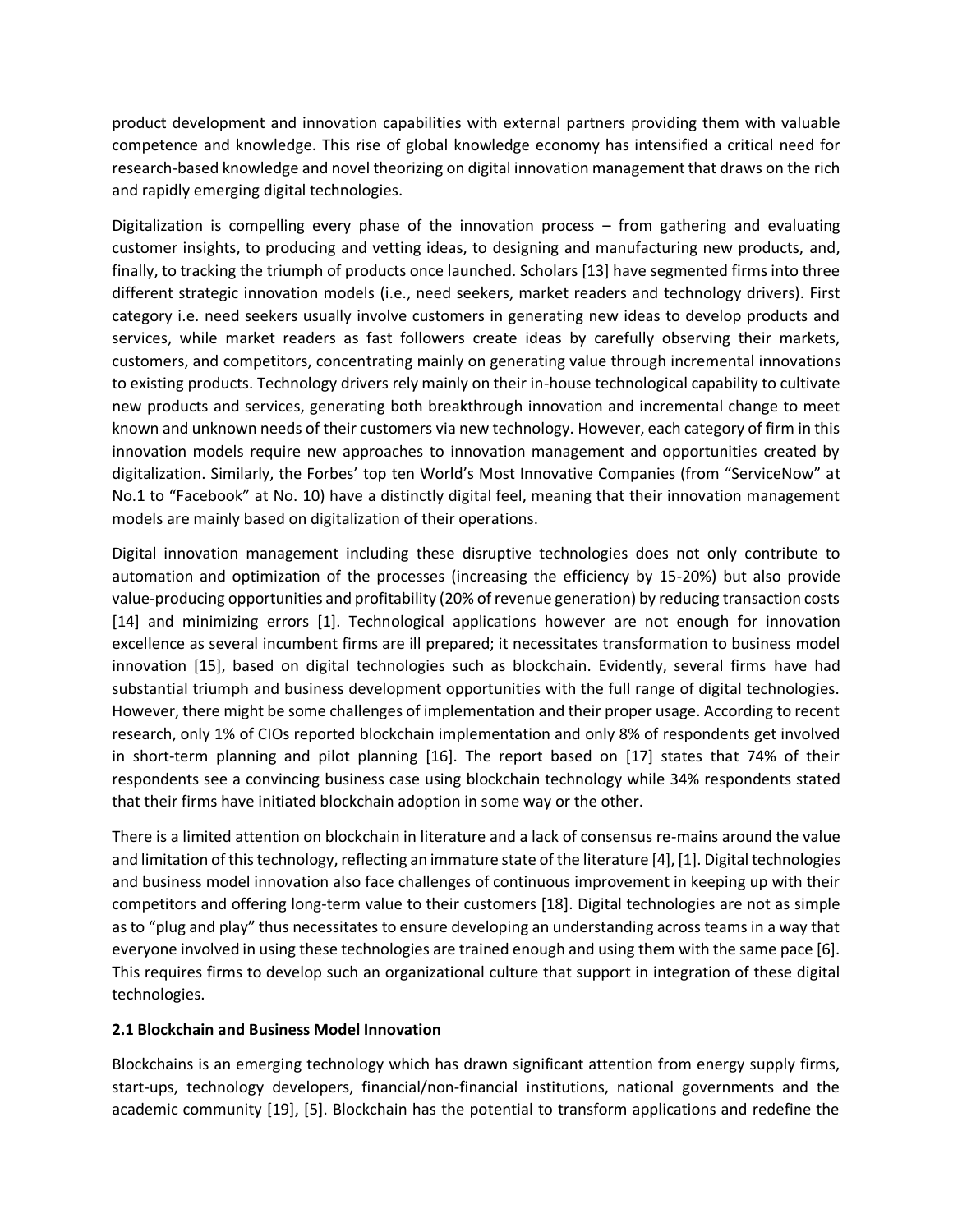product development and innovation capabilities with external partners providing them with valuable competence and knowledge. This rise of global knowledge economy has intensified a critical need for research-based knowledge and novel theorizing on digital innovation management that draws on the rich and rapidly emerging digital technologies.

Digitalization is compelling every phase of the innovation process – from gathering and evaluating customer insights, to producing and vetting ideas, to designing and manufacturing new products, and, finally, to tracking the triumph of products once launched. Scholars [13] have segmented firms into three different strategic innovation models (i.e., need seekers, market readers and technology drivers). First category i.e. need seekers usually involve customers in generating new ideas to develop products and services, while market readers as fast followers create ideas by carefully observing their markets, customers, and competitors, concentrating mainly on generating value through incremental innovations to existing products. Technology drivers rely mainly on their in-house technological capability to cultivate new products and services, generating both breakthrough innovation and incremental change to meet known and unknown needs of their customers via new technology. However, each category of firm in this innovation models require new approaches to innovation management and opportunities created by digitalization. Similarly, the Forbes' top ten World's Most Innovative Companies (from "ServiceNow" at No.1 to "Facebook" at No. 10) have a distinctly digital feel, meaning that their innovation management models are mainly based on digitalization of their operations.

Digital innovation management including these disruptive technologies does not only contribute to automation and optimization of the processes (increasing the efficiency by 15-20%) but also provide value-producing opportunities and profitability (20% of revenue generation) by reducing transaction costs [14] and minimizing errors [1]. Technological applications however are not enough for innovation excellence as several incumbent firms are ill prepared; it necessitates transformation to business model innovation [15], based on digital technologies such as blockchain. Evidently, several firms have had substantial triumph and business development opportunities with the full range of digital technologies. However, there might be some challenges of implementation and their proper usage. According to recent research, only 1% of CIOs reported blockchain implementation and only 8% of respondents get involved in short-term planning and pilot planning [16]. The report based on [17] states that 74% of their respondents see a convincing business case using blockchain technology while 34% respondents stated that their firms have initiated blockchain adoption in some way or the other.

There is a limited attention on blockchain in literature and a lack of consensus re-mains around the value and limitation of this technology, reflecting an immature state of the literature [4], [1]. Digital technologies and business model innovation also face challenges of continuous improvement in keeping up with their competitors and offering long-term value to their customers [18]. Digital technologies are not as simple as to "plug and play" thus necessitates to ensure developing an understanding across teams in a way that everyone involved in using these technologies are trained enough and using them with the same pace [6]. This requires firms to develop such an organizational culture that support in integration of these digital technologies.

### 2.1 Blockchain and Business Model Innovation

Blockchains is an emerging technology which has drawn significant attention from energy supply firms, start-ups, technology developers, financial/non-financial institutions, national governments and the academic community [19], [5]. Blockchain has the potential to transform applications and redefine the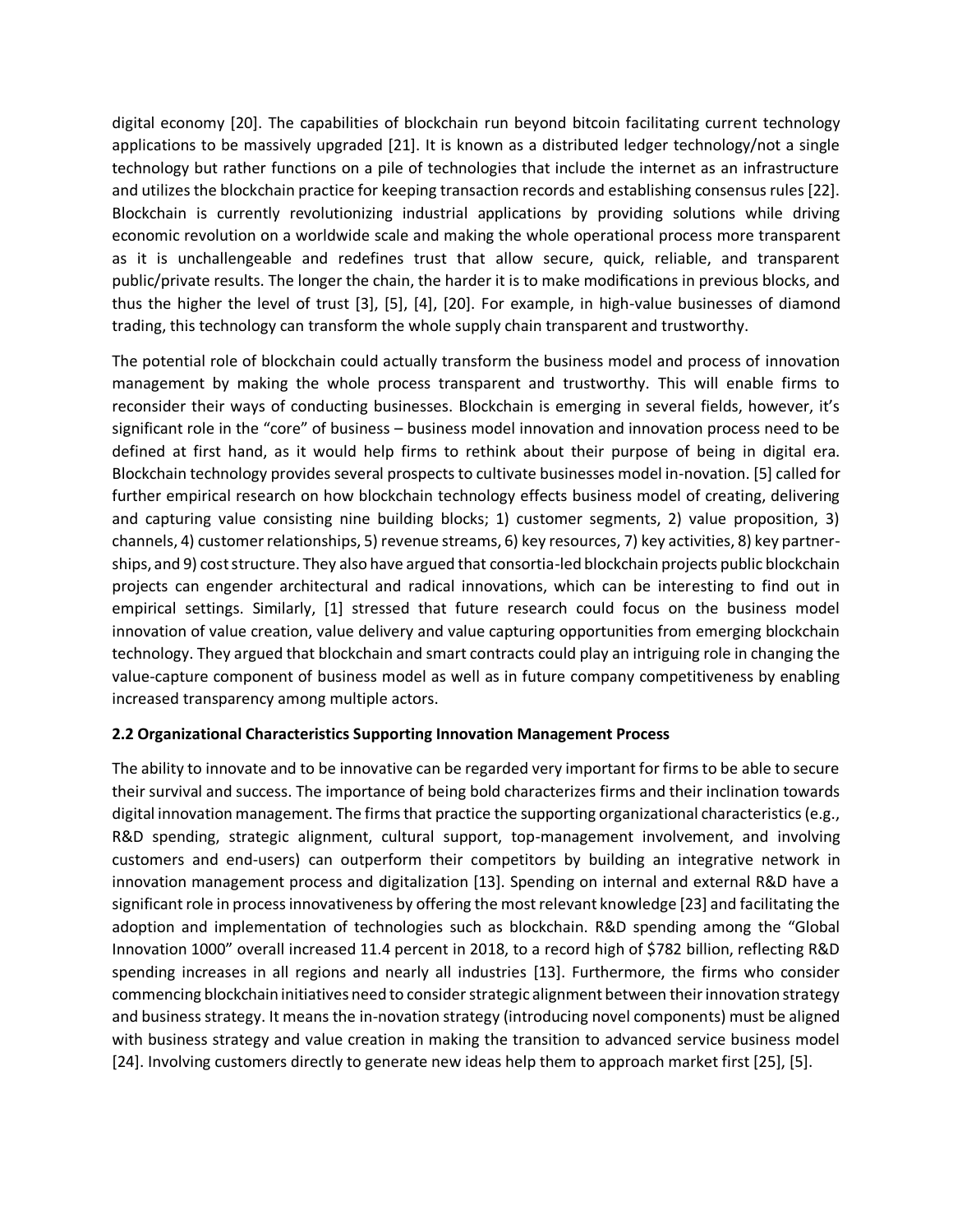digital economy [20]. The capabilities of blockchain run beyond bitcoin facilitating current technology applications to be massively upgraded [21]. It is known as a distributed ledger technology/not a single technology but rather functions on a pile of technologies that include the internet as an infrastructure and utilizes the blockchain practice for keeping transaction records and establishing consensus rules [22]. Blockchain is currently revolutionizing industrial applications by providing solutions while driving economic revolution on a worldwide scale and making the whole operational process more transparent as it is unchallengeable and redefines trust that allow secure, quick, reliable, and transparent public/private results. The longer the chain, the harder it is to make modifications in previous blocks, and thus the higher the level of trust [3], [5], [4], [20]. For example, in high-value businesses of diamond trading, this technology can transform the whole supply chain transparent and trustworthy.

The potential role of blockchain could actually transform the business model and process of innovation management by making the whole process transparent and trustworthy. This will enable firms to reconsider their ways of conducting businesses. Blockchain is emerging in several fields, however, it's significant role in the "core" of business – business model innovation and innovation process need to be defined at first hand, as it would help firms to rethink about their purpose of being in digital era. Blockchain technology provides several prospects to cultivate businesses model in-novation. [5] called for further empirical research on how blockchain technology effects business model of creating, delivering and capturing value consisting nine building blocks; 1) customer segments, 2) value proposition, 3) channels, 4) customer relationships, 5) revenue streams, 6) key resources, 7) key activities, 8) key partner-ships, and 9) cost structure. They also have argued that consortia-led blockchain projects public blockchain projects can engender architectural and radical innovations, which can be interesting to find out in empirical settings. Similarly, [1] stressed that future research could focus on the business model innovation of value creation, value delivery and value capturing opportunities from emerging blockchain technology. They argued that blockchain and smart contracts could play an intriguing role in changing the value-capture component of business model as well as in future company competitiveness by enabling increased transparency among multiple actors.

### 2.2 Organizational Characteristics Supporting Innovation Management Process

The ability to innovate and to be innovative can be regarded very important for firms to be able to secure their survival and success. The importance of being bold characterizes firms and their inclination towards digital innovation management. The firms that practice the supporting organizational characteristics (e.g., R&D spending, strategic alignment, cultural support, top-management involvement, and involving customers and end-users) can outperform their competitors by building an integrative network in innovation management process and digitalization [13]. Spending on internal and external R&D have a significant role in process innovativeness by offering the most relevant knowledge [23] and facilitating the adoption and implementation of technologies such as blockchain. R&D spending among the "Global Innovation 1000" overall increased 11.4 percent in 2018, to a record high of $782 billion, reflecting R&D spending increases in all regions and nearly all industries [13]. Furthermore, the firms who consider commencing blockchain initiatives need to consider strategic alignment between their innovation strategy and business strategy. It means the in-novation strategy (introducing novel components) must be aligned with business strategy and value creation in making the transition to advanced service business model [24]. Involving customers directly to generate new ideas help them to approach market first [25], [5].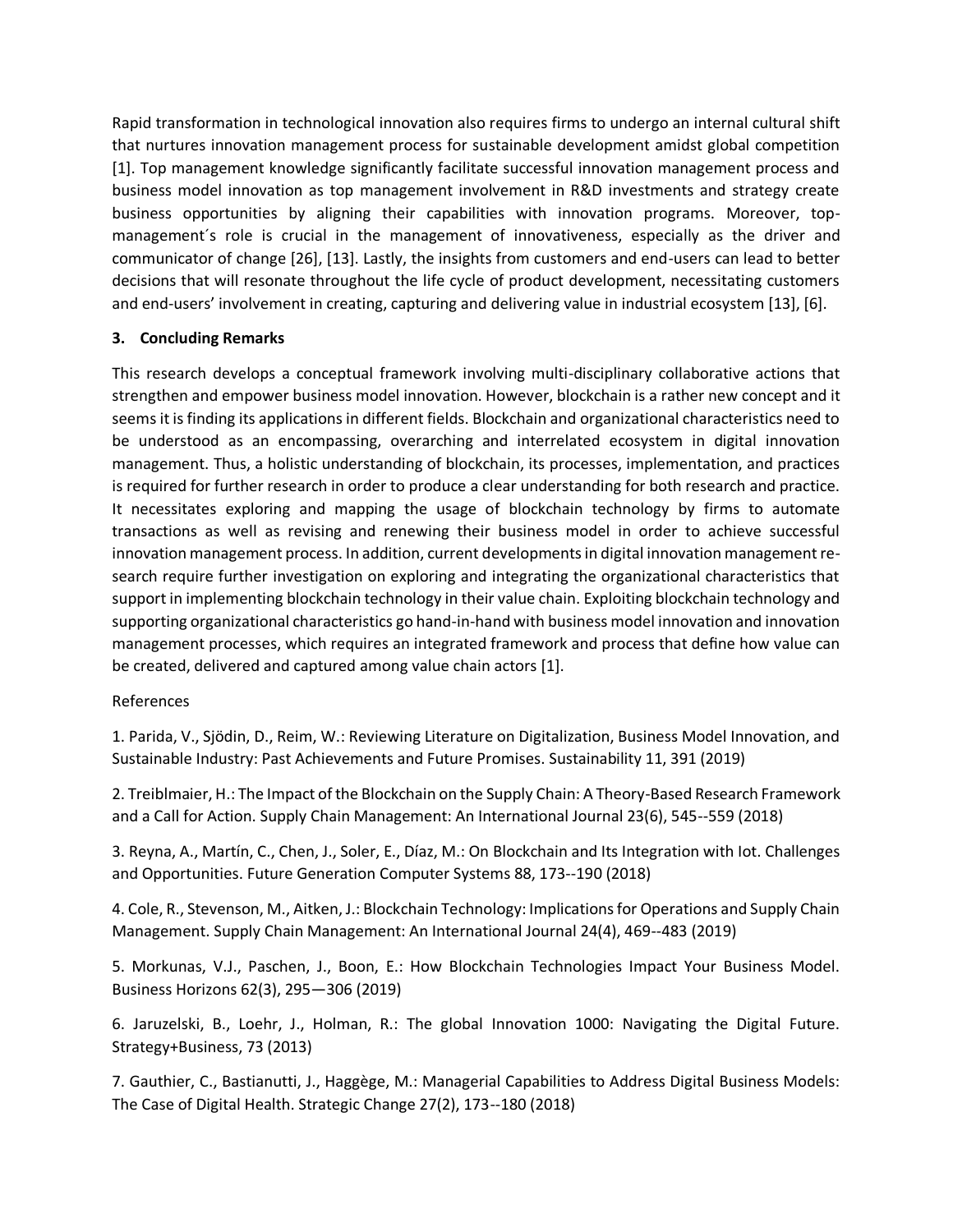Rapid transformation in technological innovation also requires firms to undergo an internal cultural shift that nurtures innovation management process for sustainable development amidst global competition [1]. Top management knowledge significantly facilitate successful innovation management process and business model innovation as top management involvement in R&D investments and strategy create business opportunities by aligning their capabilities with innovation programs. Moreover, top-management´s role is crucial in the management of innovativeness, especially as the driver and communicator of change [26], [13]. Lastly, the insights from customers and end-users can lead to better decisions that will resonate throughout the life cycle of product development, necessitating customers and end-users' involvement in creating, capturing and delivering value in industrial ecosystem [13], [6].

## 3. Concluding Remarks

This research develops a conceptual framework involving multi-disciplinary collaborative actions that strengthen and empower business model innovation. However, blockchain is a rather new concept and it seems it is finding its applications in different fields. Blockchain and organizational characteristics need to be understood as an encompassing, overarching and interrelated ecosystem in digital innovation management. Thus, a holistic understanding of blockchain, its processes, implementation, and practices is required for further research in order to produce a clear understanding for both research and practice. It necessitates exploring and mapping the usage of blockchain technology by firms to automate transactions as well as revising and renewing their business model in order to achieve successful innovation management process. In addition, current developments in digital innovation management re-search require further investigation on exploring and integrating the organizational characteristics that support in implementing blockchain technology in their value chain. Exploiting blockchain technology and supporting organizational characteristics go hand-in-hand with business model innovation and innovation management processes, which requires an integrated framework and process that define how value can be created, delivered and captured among value chain actors [1].

References

1. Parida, V., Sjödin, D., Reim, W.: Reviewing Literature on Digitalization, Business Model Innovation, and Sustainable Industry: Past Achievements and Future Promises. Sustainability 11, 391 (2019)

2. Treiblmaier, H.: The Impact of the Blockchain on the Supply Chain: A Theory-Based Research Framework and a Call for Action. Supply Chain Management: An International Journal 23(6), 545--559 (2018)

3. Reyna, A., Martín, C., Chen, J., Soler, E., Díaz, M.: On Blockchain and Its Integration with Iot. Challenges and Opportunities. Future Generation Computer Systems 88, 173--190 (2018)

4. Cole, R., Stevenson, M., Aitken, J.: Blockchain Technology: Implications for Operations and Supply Chain Management. Supply Chain Management: An International Journal 24(4), 469--483 (2019)

5. Morkunas, V.J., Paschen, J., Boon, E.: How Blockchain Technologies Impact Your Business Model. Business Horizons 62(3), 295—306 (2019)

6. Jaruzelski, B., Loehr, J., Holman, R.: The global Innovation 1000: Navigating the Digital Future. Strategy+Business, 73 (2013)

7. Gauthier, C., Bastianutti, J., Haggège, M.: Managerial Capabilities to Address Digital Business Models: The Case of Digital Health. Strategic Change 27(2), 173--180 (2018)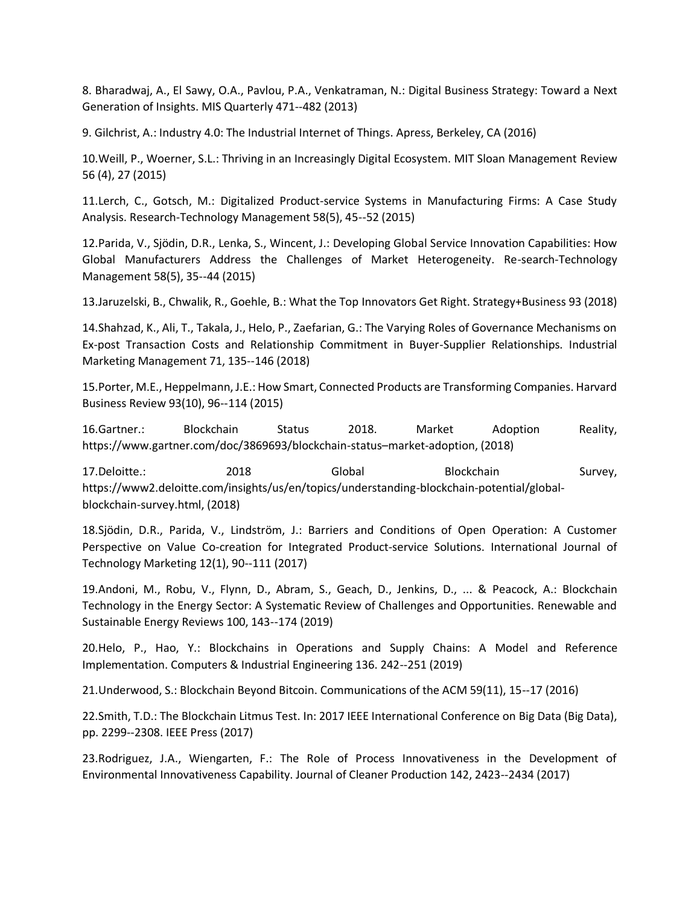8. Bharadwaj, A., El Sawy, O.A., Pavlou, P.A., Venkatraman, N.: Digital Business Strategy: Toward a Next Generation of Insights. MIS Quarterly 471--482 (2013)

9. Gilchrist, A.: Industry 4.0: The Industrial Internet of Things. Apress, Berkeley, CA (2016)

10.Weill, P., Woerner, S.L.: Thriving in an Increasingly Digital Ecosystem. MIT Sloan Management Review 56 (4), 27 (2015)

11.Lerch, C., Gotsch, M.: Digitalized Product-service Systems in Manufacturing Firms: A Case Study Analysis. Research-Technology Management 58(5), 45--52 (2015)

12.Parida, V., Sjödin, D.R., Lenka, S., Wincent, J.: Developing Global Service Innovation Capabilities: How Global Manufacturers Address the Challenges of Market Heterogeneity. Re-search-Technology Management 58(5), 35--44 (2015)

13.Jaruzelski, B., Chwalik, R., Goehle, B.: What the Top Innovators Get Right. Strategy+Business 93 (2018)

14.Shahzad, K., Ali, T., Takala, J., Helo, P., Zaefarian, G.: The Varying Roles of Governance Mechanisms on Ex-post Transaction Costs and Relationship Commitment in Buyer-Supplier Relationships. Industrial Marketing Management 71, 135--146 (2018)

15.Porter, M.E., Heppelmann, J.E.: How Smart, Connected Products are Transforming Companies. Harvard Business Review 93(10), 96--114 (2015)

16.Gartner.: Blockchain Status 2018. Market Adoption Reality, https://www.gartner.com/doc/3869693/blockchain-status–market-adoption, (2018)

17.Deloitte.: 2018 Global Blockchain Survey, https://www2.deloitte.com/insights/us/en/topics/understanding-blockchain-potential/global-blockchain-survey.html, (2018)

18.Sjödin, D.R., Parida, V., Lindström, J.: Barriers and Conditions of Open Operation: A Customer Perspective on Value Co-creation for Integrated Product-service Solutions. International Journal of Technology Marketing 12(1), 90--111 (2017)

19.Andoni, M., Robu, V., Flynn, D., Abram, S., Geach, D., Jenkins, D., ... & Peacock, A.: Blockchain Technology in the Energy Sector: A Systematic Review of Challenges and Opportunities. Renewable and Sustainable Energy Reviews 100, 143--174 (2019)

20.Helo, P., Hao, Y.: Blockchains in Operations and Supply Chains: A Model and Reference Implementation. Computers & Industrial Engineering 136. 242--251 (2019)

21.Underwood, S.: Blockchain Beyond Bitcoin. Communications of the ACM 59(11), 15--17 (2016)

22.Smith, T.D.: The Blockchain Litmus Test. In: 2017 IEEE International Conference on Big Data (Big Data), pp. 2299--2308. IEEE Press (2017)

23.Rodriguez, J.A., Wiengarten, F.: The Role of Process Innovativeness in the Development of Environmental Innovativeness Capability. Journal of Cleaner Production 142, 2423--2434 (2017)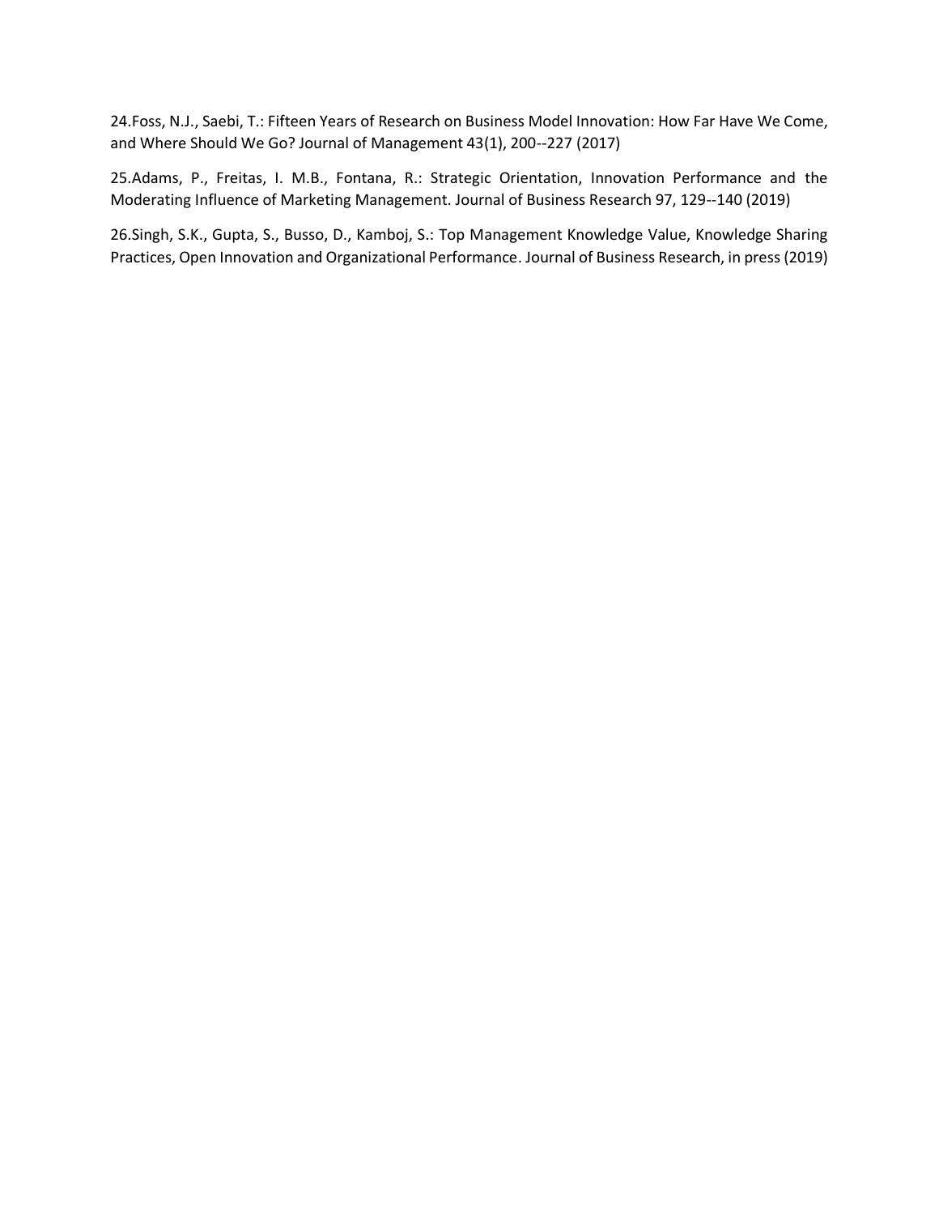24.Foss, N.J., Saebi, T.: Fifteen Years of Research on Business Model Innovation: How Far Have We Come, and Where Should We Go? Journal of Management 43(1), 200--227 (2017)

25.Adams, P., Freitas, I. M.B., Fontana, R.: Strategic Orientation, Innovation Performance and the Moderating Influence of Marketing Management. Journal of Business Research 97, 129--140 (2019)

26.Singh, S.K., Gupta, S., Busso, D., Kamboj, S.: Top Management Knowledge Value, Knowledge Sharing Practices, Open Innovation and Organizational Performance. Journal of Business Research, in press (2019)